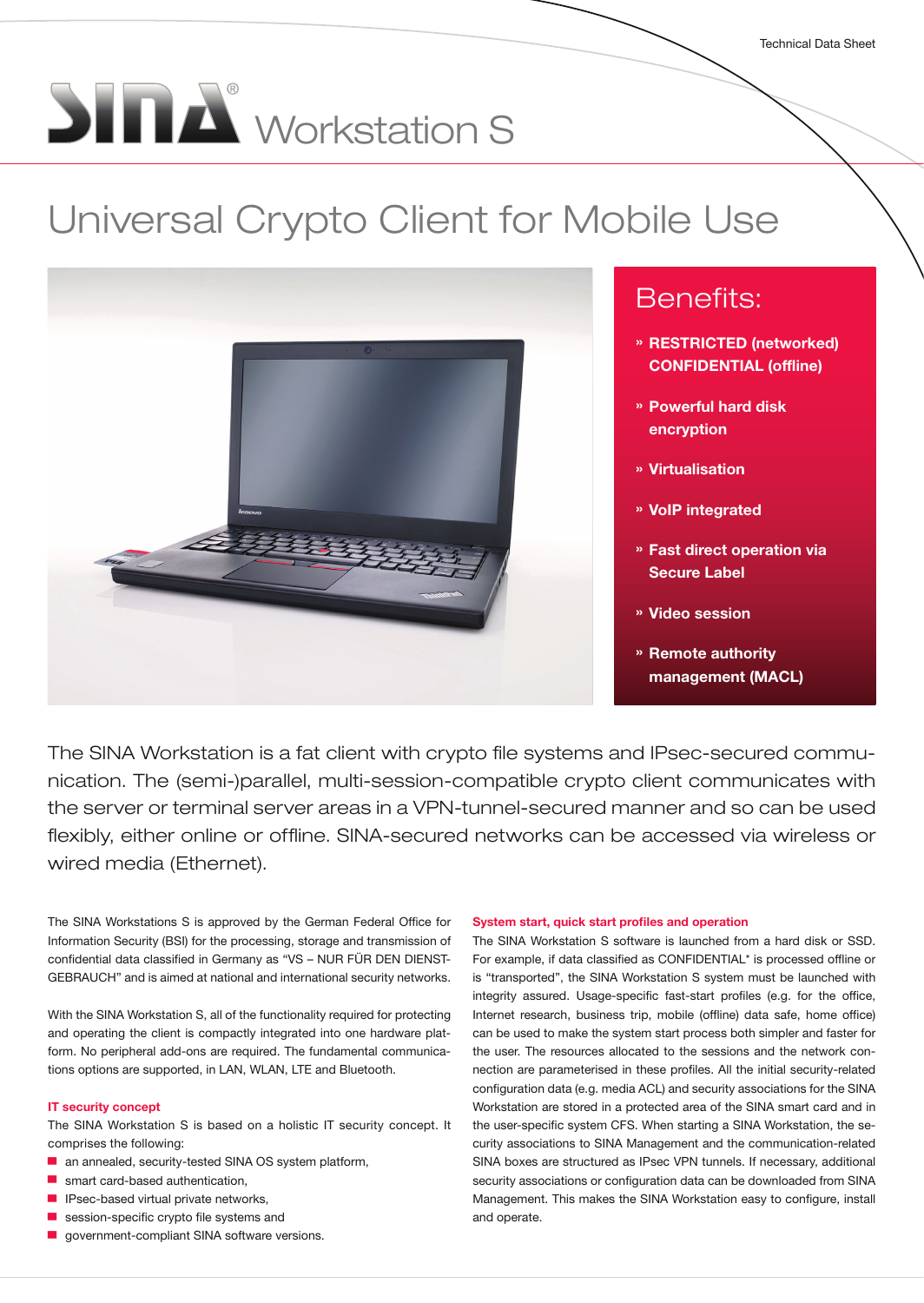Technical Data Sheet

# SINA® Workstation S

## Universal Crypto Client for Mobile Use

### Benefits:

- » **RESTRICTED (networked) CONFIDENTIAL (offline)**
- » **Powerful hard disk encryption**
- » **Virtualisation**
- » **VoIP integrated**
- » **Fast direct operation via Secure Label**
- » **Video session**
- » **Remote authority management (MACL)**

The SINA Workstation is a fat client with crypto file systems and IPsec-secured communication. The (semi-)parallel, multi-session-compatible crypto client communicates with the server or terminal server areas in a VPN-tunnel-secured manner and so can be used flexibly, either online or offline. SINA-secured networks can be accessed via wireless or wired media (Ethernet).

The SINA Workstations S is approved by the German Federal Office for Information Security (BSI) for the processing, storage and transmission of confidential data classified in Germany as "VS – NUR FÜR DEN DIENSTGEBRAUCH" and is aimed at national and international security networks.

With the SINA Workstation S, all of the functionality required for protecting and operating the client is compactly integrated into one hardware platform. No peripheral add-ons are required. The fundamental communications options are supported, in LAN, WLAN, LTE and Bluetooth.

#### IT security concept

The SINA Workstation S is based on a holistic IT security concept. It comprises the following:

- an annealed, security-tested SINA OS system platform,
- smart card-based authentication,
- IPsec-based virtual private networks,
- session-specific crypto file systems and
- government-compliant SINA software versions.

#### System start, quick start profiles and operation

The SINA Workstation S software is launched from a hard disk or SSD. For example, if data classified as CONFIDENTIAL* is processed offline or is "transported", the SINA Workstation S system must be launched with integrity assured. Usage-specific fast-start profiles (e.g. for the office, Internet research, business trip, mobile (offline) data safe, home office) can be used to make the system start process both simpler and faster for the user. The resources allocated to the sessions and the network connection are parameterised in these profiles. All the initial security-related configuration data (e.g. media ACL) and security associations for the SINA Workstation are stored in a protected area of the SINA smart card and in the user-specific system CFS. When starting a SINA Workstation, the security associations to SINA Management and the communication-related SINA boxes are structured as IPsec VPN tunnels. If necessary, additional security associations or configuration data can be downloaded from SINA Management. This makes the SINA Workstation easy to configure, install and operate.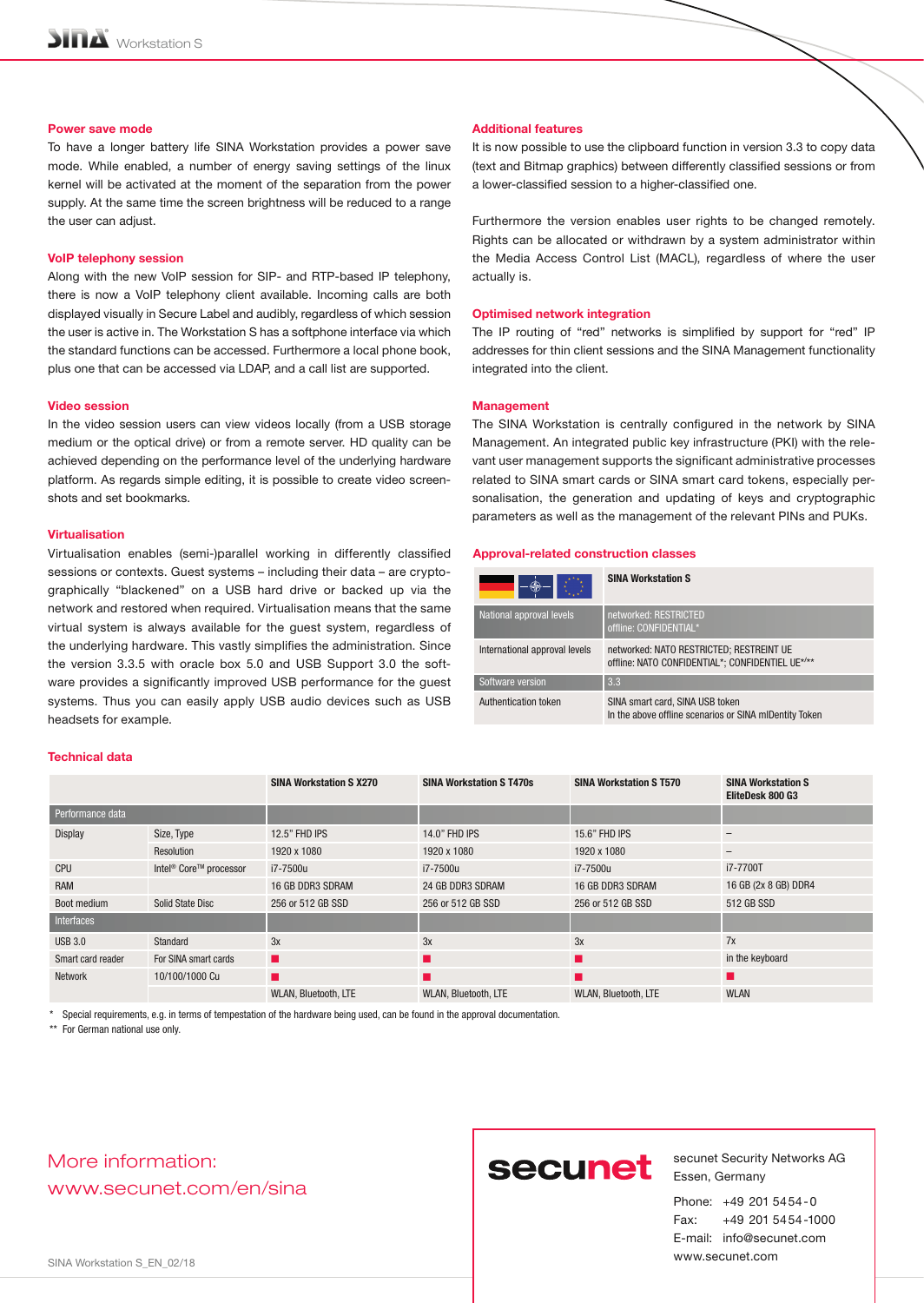## Power save mode

To have a longer battery life SINA Workstation provides a power save mode. While enabled, a number of energy saving settings of the linux kernel will be activated at the moment of the separation from the power supply. At the same time the screen brightness will be reduced to a range the user can adjust.

## VoIP telephony session

Along with the new VoIP session for SIP- and RTP-based IP telephony, there is now a VoIP telephony client available. Incoming calls are both displayed visually in Secure Label and audibly, regardless of which session the user is active in. The Workstation S has a softphone interface via which the standard functions can be accessed. Furthermore a local phone book, plus one that can be accessed via LDAP, and a call list are supported.

## Video session

In the video session users can view videos locally (from a USB storage medium or the optical drive) or from a remote server. HD quality can be achieved depending on the performance level of the underlying hardware platform. As regards simple editing, it is possible to create video screenshots and set bookmarks.

## Virtualisation

Virtualisation enables (semi-)parallel working in differently classified sessions or contexts. Guest systems – including their data – are cryptographically "blackened" on a USB hard drive or backed up via the network and restored when required. Virtualisation means that the same virtual system is always available for the guest system, regardless of the underlying hardware. This vastly simplifies the administration. Since the version 3.3.5 with oracle box 5.0 and USB Support 3.0 the software provides a significantly improved USB performance for the guest systems. Thus you can easily apply USB audio devices such as USB headsets for example.

## Additional features

It is now possible to use the clipboard function in version 3.3 to copy data (text and Bitmap graphics) between differently classified sessions or from a lower-classified session to a higher-classified one.

Furthermore the version enables user rights to be changed remotely. Rights can be allocated or withdrawn by a system administrator within the Media Access Control List (MACL), regardless of where the user actually is.

## Optimised network integration

The IP routing of "red" networks is simplified by support for "red" IP addresses for thin client sessions and the SINA Management functionality integrated into the client.

## Management

The SINA Workstation is centrally configured in the network by SINA Management. An integrated public key infrastructure (PKI) with the relevant user management supports the significant administrative processes related to SINA smart cards or SINA smart card tokens, especially personalisation, the generation and updating of keys and cryptographic parameters as well as the management of the relevant PINs and PUKs.

## Approval-related construction classes

| | SINA Workstation S |
|---|---|
| National approval levels | networked: RESTRICTED<br>offline: CONFIDENTIAL* |
| International approval levels | networked: NATO RESTRICTED; RESTREINT UE<br>offline: NATO CONFIDENTIAL*; CONFIDENTIEL UE*/** |
| Software version | 3.3 |
| Authentication token | SINA smart card, SINA USB token<br>In the above offline scenarios or SINA mIDentity Token |

## Technical data

| | | SINA Workstation S X270 | SINA Workstation S T470s | SINA Workstation S T570 | SINA Workstation S EliteDesk 800 G3 |
|---|---|---|---|---|---|
| Performance data | | | | | |
| Display | Size, Type | 12.5" FHD IPS | 14.0" FHD IPS | 15.6" FHD IPS | – |
| | Resolution | 1920 x 1080 | 1920 x 1080 | 1920 x 1080 | – |
| CPU | Intel® Core™ processor | i7-7500u | i7-7500u | i7-7500u | i7-7700T |
| RAM | | 16 GB DDR3 SDRAM | 24 GB DDR3 SDRAM | 16 GB DDR3 SDRAM | 16 GB (2x 8 GB) DDR4 |
| Boot medium | Solid State Disc | 256 or 512 GB SSD | 256 or 512 GB SSD | 256 or 512 GB SSD | 512 GB SSD |
| Interfaces | | | | | |
| USB 3.0 | Standard | 3x | 3x | 3x | 7x |
| Smart card reader | For SINA smart cards | ■ | ■ | ■ | in the keyboard |
| Network | 10/100/1000 Cu | ■ | ■ | ■ | ■ |
| | | WLAN, Bluetooth, LTE | WLAN, Bluetooth, LTE | WLAN, Bluetooth, LTE | WLAN |

\* Special requirements, e.g. in terms of tempestation of the hardware being used, can be found in the approval documentation.
** For German national use only.

More information:
www.secunet.com/en/sina

secunet

secunet Security Networks AG
Essen, Germany

Phone: +49 201 5454-0
Fax: +49 201 5454-1000
E-mail: info@secunet.com
www.secunet.com

SINA Workstation S_EN_02/18